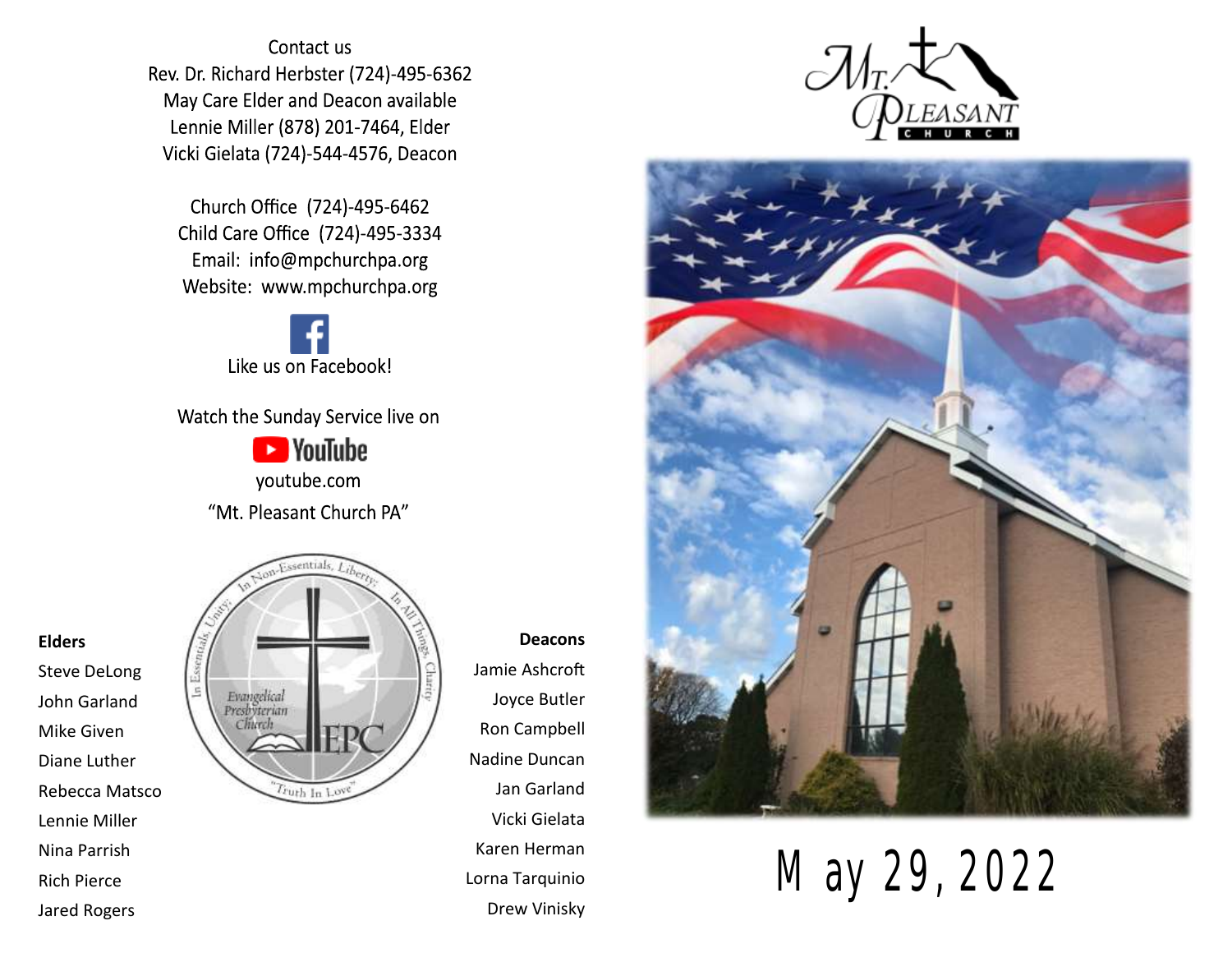Contact us

Rev. Dr. Richard Herbster (724)-495-6362

May Care Elder and Deacon available

Lennie Miller (878) 201-7464, Elder

Vicki Gielata (724)-544-4576, Deacon

Church Office (724)-495-6462

Child Care Office (724)-495-3334

Email: info@mpchurchpa.org

Website: www.mpchurchpa.org

Like us on Facebook!

Watch the Sunday Service live on

YouTube

youtube.com

"Mt. Pleasant Church PA"

**Elders**

Steve DeLong
John Garland
Mike Given
Diane Luther
Rebecca Matsco
Lennie Miller
Nina Parrish
Rich Pierce
Jared Rogers

In Essentials, Unity; In Non-Essentials, Liberty; In All Things, Charity

Evangelical Presbyterian Church

EPC

"Truth In Love"

**Deacons**

Jamie Ashcroft
Joyce Butler
Ron Campbell
Nadine Duncan
Jan Garland
Vicki Gielata
Karen Herman
Lorna Tarquinio
Drew Vinisky

Mt. Pleasant Church

# May 29, 2022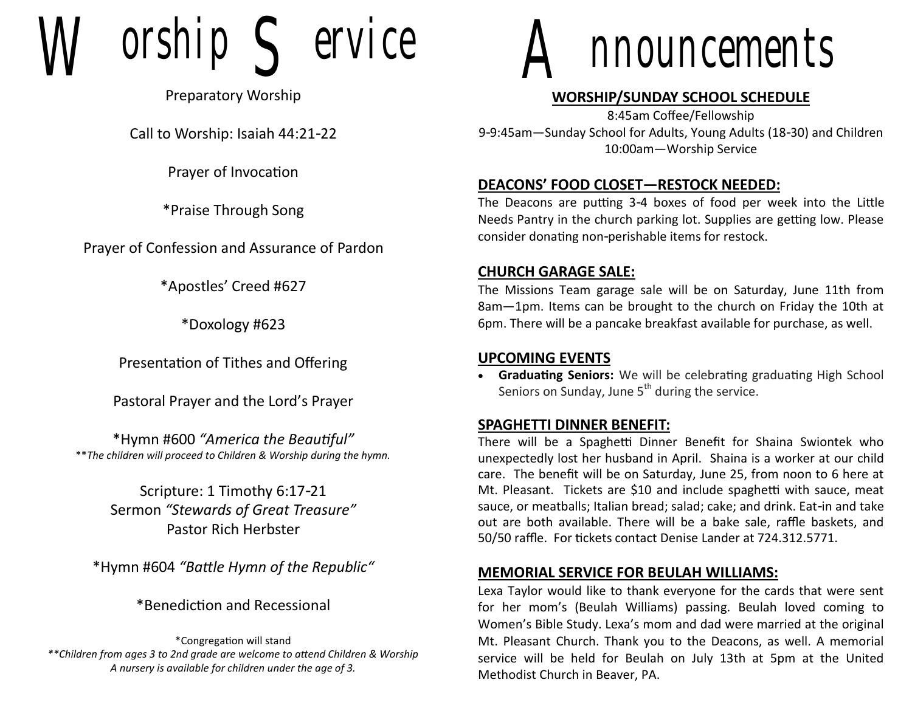# Worship Service

Preparatory Worship

Call to Worship: Isaiah 44:21-22

Prayer of Invocation

*Praise Through Song

Prayer of Confession and Assurance of Pardon

*Apostles' Creed #627

*Doxology #623

Presentation of Tithes and Offering

Pastoral Prayer and the Lord's Prayer

*Hymn #600 *"America the Beautiful"*
***The children will proceed to Children & Worship during the hymn.*

Scripture: 1 Timothy 6:17-21
Sermon *"Stewards of Great Treasure"*
Pastor Rich Herbster

*Hymn #604 *"Battle Hymn of the Republic"*

*Benediction and Recessional

*Congregation will stand
***Children from ages 3 to 2nd grade are welcome to attend Children & Worship*
*A nursery is available for children under the age of 3.*

# Announcements

## WORSHIP/SUNDAY SCHOOL SCHEDULE

8:45am Coffee/Fellowship
9-9:45am—Sunday School for Adults, Young Adults (18-30) and Children
10:00am—Worship Service

## DEACONS' FOOD CLOSET—RESTOCK NEEDED:

The Deacons are putting 3-4 boxes of food per week into the Little Needs Pantry in the church parking lot. Supplies are getting low. Please consider donating non-perishable items for restock.

## CHURCH GARAGE SALE:

The Missions Team garage sale will be on Saturday, June 11th from 8am—1pm. Items can be brought to the church on Friday the 10th at 6pm. There will be a pancake breakfast available for purchase, as well.

## UPCOMING EVENTS

- **Graduating Seniors:** We will be celebrating graduating High School Seniors on Sunday, June 5th during the service.

## SPAGHETTI DINNER BENEFIT:

There will be a Spaghetti Dinner Benefit for Shaina Swiontek who unexpectedly lost her husband in April. Shaina is a worker at our child care. The benefit will be on Saturday, June 25, from noon to 6 here at Mt. Pleasant. Tickets are $10 and include spaghetti with sauce, meat sauce, or meatballs; Italian bread; salad; cake; and drink. Eat-in and take out are both available. There will be a bake sale, raffle baskets, and 50/50 raffle. For tickets contact Denise Lander at 724.312.5771.

## MEMORIAL SERVICE FOR BEULAH WILLIAMS:

Lexa Taylor would like to thank everyone for the cards that were sent for her mom's (Beulah Williams) passing. Beulah loved coming to Women's Bible Study. Lexa's mom and dad were married at the original Mt. Pleasant Church. Thank you to the Deacons, as well. A memorial service will be held for Beulah on July 13th at 5pm at the United Methodist Church in Beaver, PA.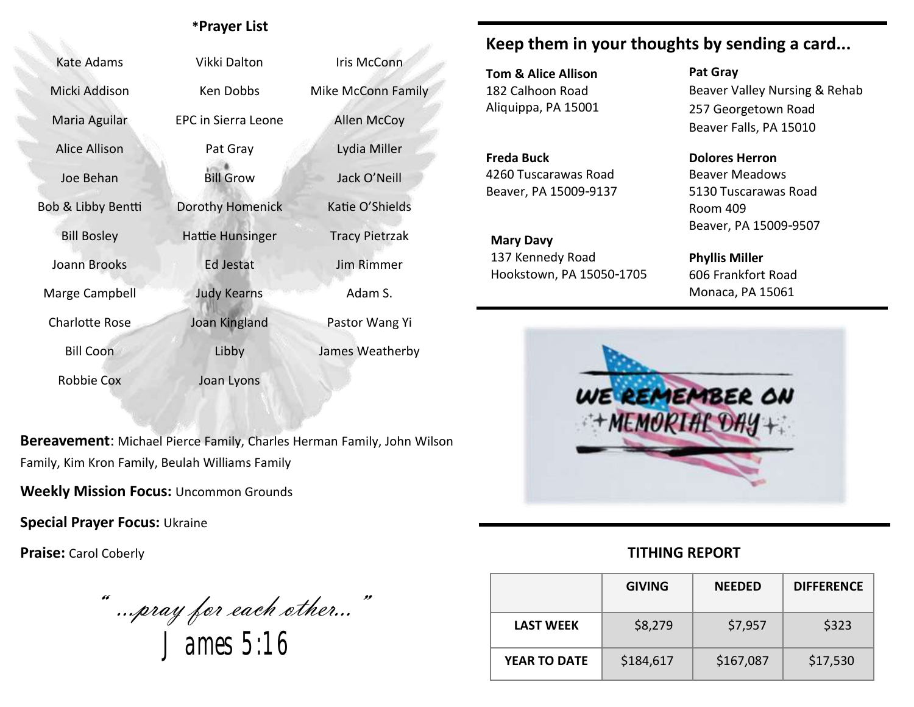## *Prayer List

| | | |
|---|---|---|
| Kate Adams | Vikki Dalton | Iris McConn |
| Micki Addison | Ken Dobbs | Mike McConn Family |
| Maria Aguilar | EPC in Sierra Leone | Allen McCoy |
| Alice Allison | Pat Gray | Lydia Miller |
| Joe Behan | Bill Grow | Jack O'Neill |
| Bob & Libby Bentti | Dorothy Homenick | Katie O'Shields |
| Bill Bosley | Hattie Hunsinger | Tracy Pietrzak |
| Joann Brooks | Ed Jestat | Jim Rimmer |
| Marge Campbell | Judy Kearns | Adam S. |
| Charlotte Rose | Joan Kingland | Pastor Wang Yi |
| Bill Coon | Libby | James Weatherby |
| Robbie Cox | Joan Lyons | |

**Bereavement**: Michael Pierce Family, Charles Herman Family, John Wilson Family, Kim Kron Family, Beulah Williams Family

**Weekly Mission Focus:** Uncommon Grounds

**Special Prayer Focus:** Ukraine

**Praise:** Carol Coberly

*" ...pray for each other... "*
James 5:16

## Keep them in your thoughts by sending a card...

**Tom & Alice Allison**
182 Calhoon Road
Aliquippa, PA 15001

**Freda Buck**
4260 Tuscarawas Road
Beaver, PA 15009-9137

**Mary Davy**
137 Kennedy Road
Hookstown, PA 15050-1705

**Pat Gray**
Beaver Valley Nursing & Rehab
257 Georgetown Road
Beaver Falls, PA 15010

**Dolores Herron**
Beaver Meadows
5130 Tuscarawas Road
Room 409
Beaver, PA 15009-9507

**Phyllis Miller**
606 Frankfort Road
Monaca, PA 15061

WE REMEMBER ON MEMORIAL DAY

### TITHING REPORT

| | GIVING | NEEDED | DIFFERENCE |
|---|---|---|---|
| LAST WEEK | $8,279 | $7,957 | $323 |
| YEAR TO DATE | $184,617 | $167,087 | $17,530 |